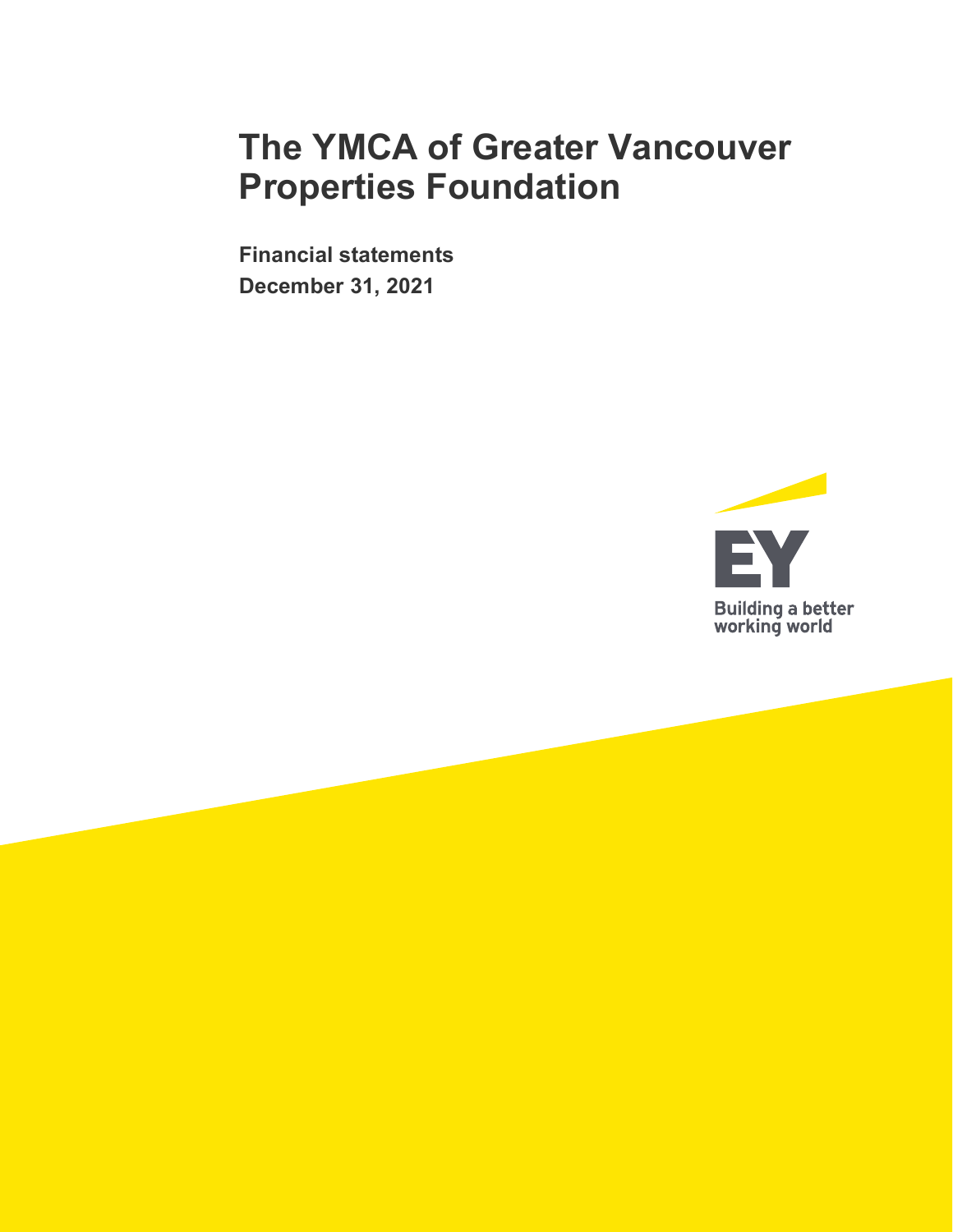# The YMCA of Greater Vancouver Properties Foundation

**Financial statements**
**December 31, 2021**

EY

Building a better working world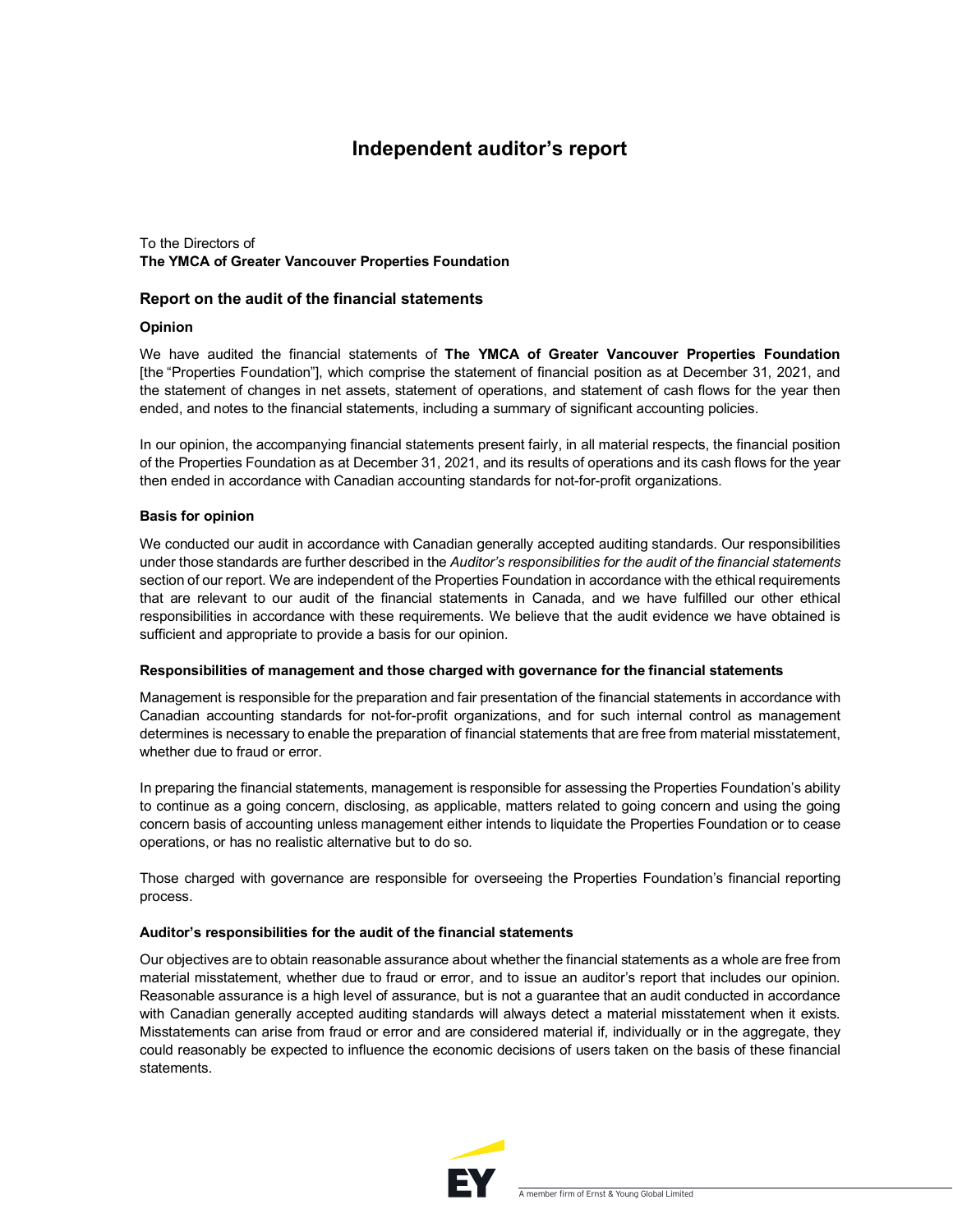# Independent auditor's report

To the Directors of
**The YMCA of Greater Vancouver Properties Foundation**

## Report on the audit of the financial statements

### Opinion

We have audited the financial statements of **The YMCA of Greater Vancouver Properties Foundation** [the "Properties Foundation"], which comprise the statement of financial position as at December 31, 2021, and the statement of changes in net assets, statement of operations, and statement of cash flows for the year then ended, and notes to the financial statements, including a summary of significant accounting policies.

In our opinion, the accompanying financial statements present fairly, in all material respects, the financial position of the Properties Foundation as at December 31, 2021, and its results of operations and its cash flows for the year then ended in accordance with Canadian accounting standards for not-for-profit organizations.

### Basis for opinion

We conducted our audit in accordance with Canadian generally accepted auditing standards. Our responsibilities under those standards are further described in the *Auditor's responsibilities for the audit of the financial statements* section of our report. We are independent of the Properties Foundation in accordance with the ethical requirements that are relevant to our audit of the financial statements in Canada, and we have fulfilled our other ethical responsibilities in accordance with these requirements. We believe that the audit evidence we have obtained is sufficient and appropriate to provide a basis for our opinion.

### Responsibilities of management and those charged with governance for the financial statements

Management is responsible for the preparation and fair presentation of the financial statements in accordance with Canadian accounting standards for not-for-profit organizations, and for such internal control as management determines is necessary to enable the preparation of financial statements that are free from material misstatement, whether due to fraud or error.

In preparing the financial statements, management is responsible for assessing the Properties Foundation's ability to continue as a going concern, disclosing, as applicable, matters related to going concern and using the going concern basis of accounting unless management either intends to liquidate the Properties Foundation or to cease operations, or has no realistic alternative but to do so.

Those charged with governance are responsible for overseeing the Properties Foundation's financial reporting process.

### Auditor's responsibilities for the audit of the financial statements

Our objectives are to obtain reasonable assurance about whether the financial statements as a whole are free from material misstatement, whether due to fraud or error, and to issue an auditor's report that includes our opinion. Reasonable assurance is a high level of assurance, but is not a guarantee that an audit conducted in accordance with Canadian generally accepted auditing standards will always detect a material misstatement when it exists. Misstatements can arise from fraud or error and are considered material if, individually or in the aggregate, they could reasonably be expected to influence the economic decisions of users taken on the basis of these financial statements.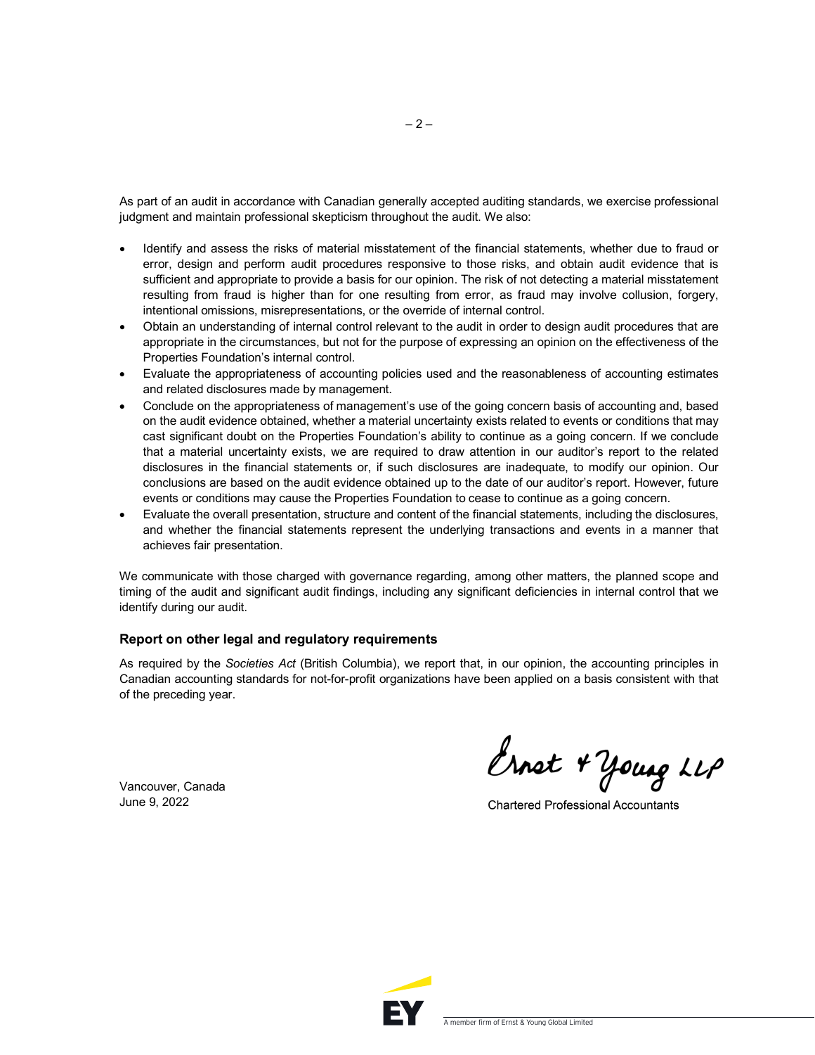As part of an audit in accordance with Canadian generally accepted auditing standards, we exercise professional judgment and maintain professional skepticism throughout the audit. We also:

- Identify and assess the risks of material misstatement of the financial statements, whether due to fraud or error, design and perform audit procedures responsive to those risks, and obtain audit evidence that is sufficient and appropriate to provide a basis for our opinion. The risk of not detecting a material misstatement resulting from fraud is higher than for one resulting from error, as fraud may involve collusion, forgery, intentional omissions, misrepresentations, or the override of internal control.
- Obtain an understanding of internal control relevant to the audit in order to design audit procedures that are appropriate in the circumstances, but not for the purpose of expressing an opinion on the effectiveness of the Properties Foundation's internal control.
- Evaluate the appropriateness of accounting policies used and the reasonableness of accounting estimates and related disclosures made by management.
- Conclude on the appropriateness of management's use of the going concern basis of accounting and, based on the audit evidence obtained, whether a material uncertainty exists related to events or conditions that may cast significant doubt on the Properties Foundation's ability to continue as a going concern. If we conclude that a material uncertainty exists, we are required to draw attention in our auditor's report to the related disclosures in the financial statements or, if such disclosures are inadequate, to modify our opinion. Our conclusions are based on the audit evidence obtained up to the date of our auditor's report. However, future events or conditions may cause the Properties Foundation to cease to continue as a going concern.
- Evaluate the overall presentation, structure and content of the financial statements, including the disclosures, and whether the financial statements represent the underlying transactions and events in a manner that achieves fair presentation.

We communicate with those charged with governance regarding, among other matters, the planned scope and timing of the audit and significant audit findings, including any significant deficiencies in internal control that we identify during our audit.

### Report on other legal and regulatory requirements

As required by the *Societies Act* (British Columbia), we report that, in our opinion, the accounting principles in Canadian accounting standards for not-for-profit organizations have been applied on a basis consistent with that of the preceding year.

Ernst & Young LLP

Chartered Professional Accountants

Vancouver, Canada
June 9, 2022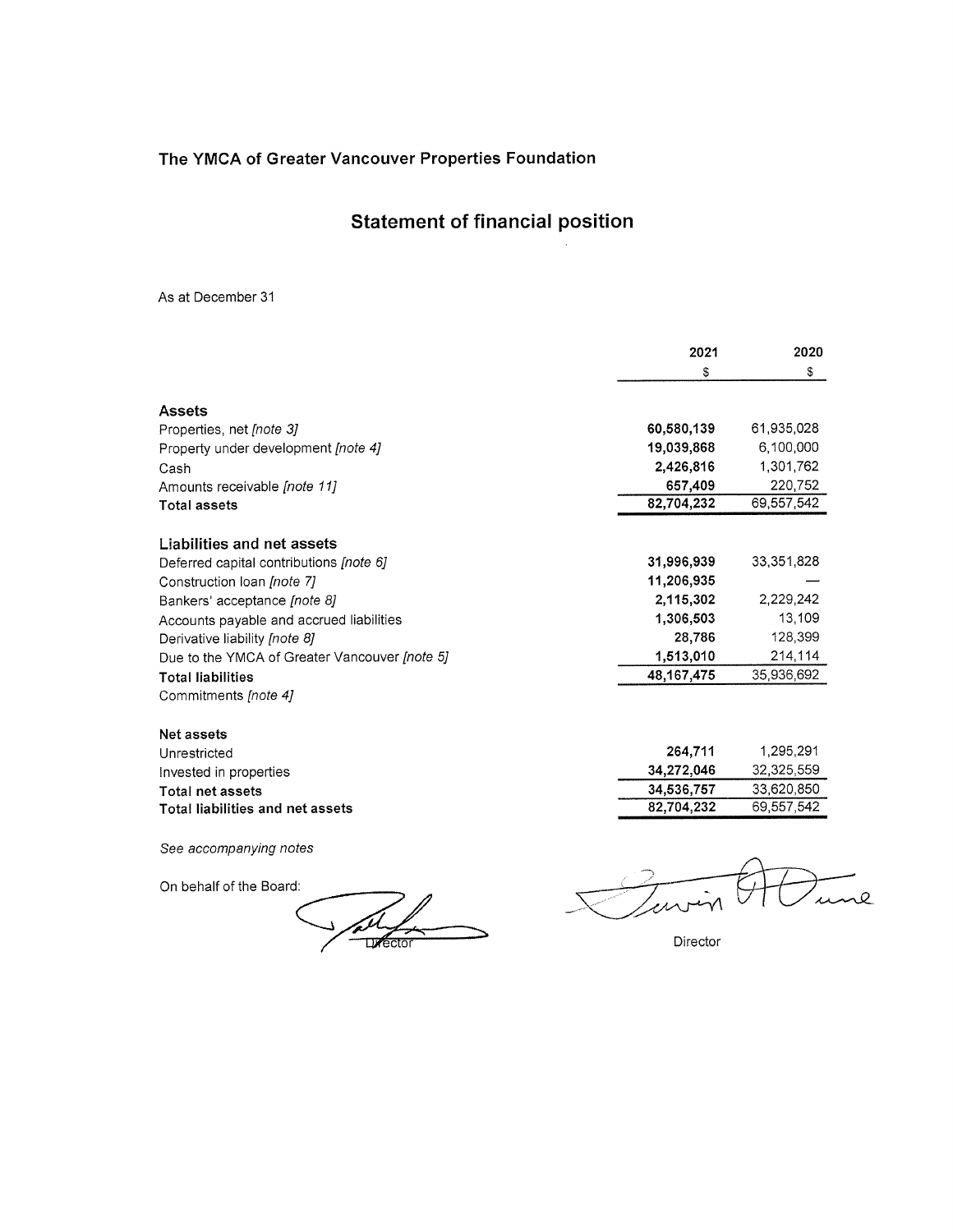# The YMCA of Greater Vancouver Properties Foundation

## Statement of financial position

As at December 31

| | 2021 | 2020 |
|---|---|---|
| | $ | $ |
| **Assets** | | |
| Properties, net *[note 3]* | **60,580,139** | 61,935,028 |
| Property under development *[note 4]* | **19,039,868** | 6,100,000 |
| Cash | **2,426,816** | 1,301,762 |
| Amounts receivable *[note 11]* | **657,409** | 220,752 |
| **Total assets** | **82,704,232** | 69,557,542 |
| | | |
| **Liabilities and net assets** | | |
| Deferred capital contributions *[note 6]* | **31,996,939** | 33,351,828 |
| Construction loan *[note 7]* | **11,206,935** | — |
| Bankers' acceptance *[note 8]* | **2,115,302** | 2,229,242 |
| Accounts payable and accrued liabilities | **1,306,503** | 13,109 |
| Derivative liability *[note 8]* | **28,786** | 128,399 |
| Due to the YMCA of Greater Vancouver *[note 5]* | **1,513,010** | 214,114 |
| **Total liabilities** | **48,167,475** | 35,936,692 |
| Commitments *[note 4]* | | |
| | | |
| **Net assets** | | |
| Unrestricted | **264,711** | 1,295,291 |
| Invested in properties | **34,272,046** | 32,325,559 |
| **Total net assets** | **34,536,757** | 33,620,850 |
| **Total liabilities and net assets** | **82,704,232** | 69,557,542 |

*See accompanying notes*

On behalf of the Board:

Director

Director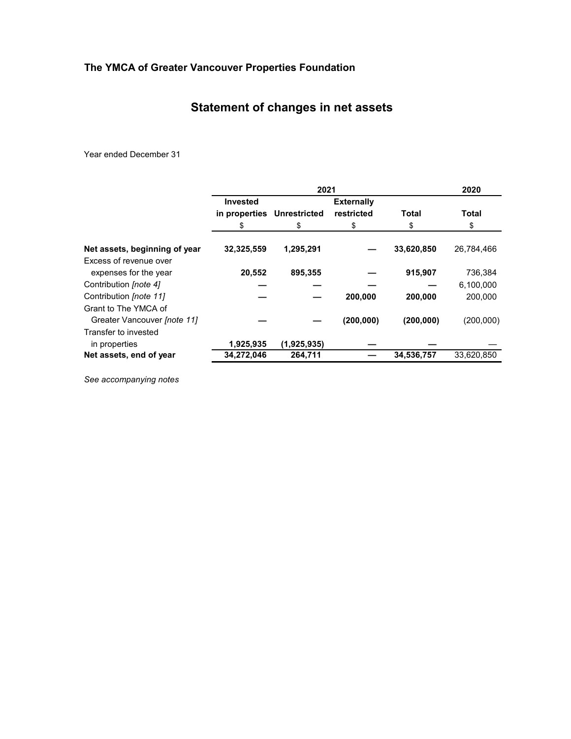**The YMCA of Greater Vancouver Properties Foundation**

# Statement of changes in net assets

Year ended December 31

| | 2021 | | | | 2020 |
|---|---|---|---|---|---|
| | Invested in properties | Unrestricted | Externally restricted | Total | Total |
| | $ | $ | $ | $ | $ |
| **Net assets, beginning of year** | **32,325,559** | **1,295,291** | **—** | **33,620,850** | 26,784,466 |
| Excess of revenue over expenses for the year | **20,552** | **895,355** | **—** | **915,907** | 736,384 |
| Contribution *[note 4]* | **—** | **—** | **—** | **—** | 6,100,000 |
| Contribution *[note 11]* | **—** | **—** | **200,000** | **200,000** | 200,000 |
| Grant to The YMCA of Greater Vancouver *[note 11]* | **—** | **—** | **(200,000)** | **(200,000)** | (200,000) |
| Transfer to invested in properties | **1,925,935** | **(1,925,935)** | **—** | **—** | — |
| **Net assets, end of year** | **34,272,046** | **264,711** | **—** | **34,536,757** | 33,620,850 |

*See accompanying notes*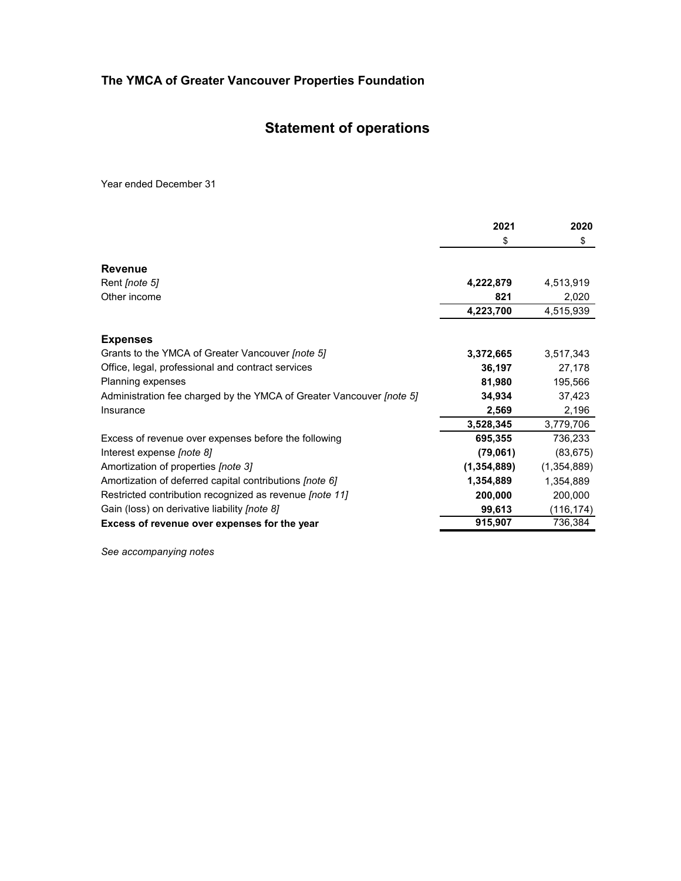## The YMCA of Greater Vancouver Properties Foundation

# Statement of operations

Year ended December 31

| | 2021 | 2020 |
|---|---|---|
| | $ | $ |
| **Revenue** | | |
| Rent *[note 5]* | **4,222,879** | 4,513,919 |
| Other income | **821** | 2,020 |
| | **4,223,700** | 4,515,939 |
| **Expenses** | | |
| Grants to the YMCA of Greater Vancouver *[note 5]* | **3,372,665** | 3,517,343 |
| Office, legal, professional and contract services | **36,197** | 27,178 |
| Planning expenses | **81,980** | 195,566 |
| Administration fee charged by the YMCA of Greater Vancouver *[note 5]* | **34,934** | 37,423 |
| Insurance | **2,569** | 2,196 |
| | **3,528,345** | 3,779,706 |
| Excess of revenue over expenses before the following | **695,355** | 736,233 |
| Interest expense *[note 8]* | **(79,061)** | (83,675) |
| Amortization of properties *[note 3]* | **(1,354,889)** | (1,354,889) |
| Amortization of deferred capital contributions *[note 6]* | **1,354,889** | 1,354,889 |
| Restricted contribution recognized as revenue *[note 11]* | **200,000** | 200,000 |
| Gain (loss) on derivative liability *[note 8]* | **99,613** | (116,174) |
| **Excess of revenue over expenses for the year** | **915,907** | 736,384 |

*See accompanying notes*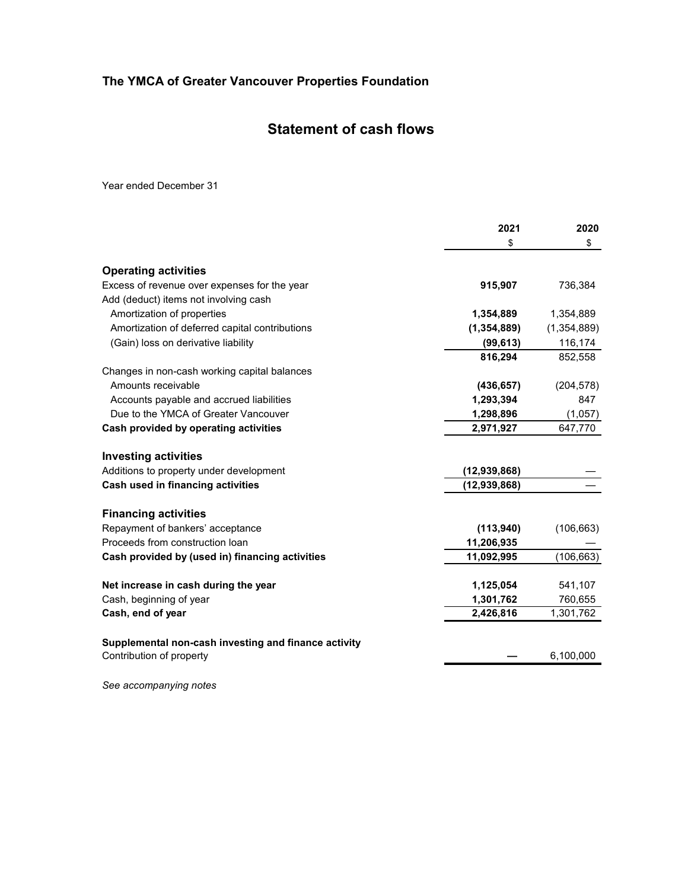## The YMCA of Greater Vancouver Properties Foundation

# Statement of cash flows

Year ended December 31

| | 2021 | 2020 |
|---|---|---|
| | $ | $ |
| **Operating activities** | | |
| Excess of revenue over expenses for the year | **915,907** | 736,384 |
| Add (deduct) items not involving cash | | |
| Amortization of properties | **1,354,889** | 1,354,889 |
| Amortization of deferred capital contributions | **(1,354,889)** | (1,354,889) |
| (Gain) loss on derivative liability | **(99,613)** | 116,174 |
| | **816,294** | 852,558 |
| Changes in non-cash working capital balances | | |
| Amounts receivable | **(436,657)** | (204,578) |
| Accounts payable and accrued liabilities | **1,293,394** | 847 |
| Due to the YMCA of Greater Vancouver | **1,298,896** | (1,057) |
| **Cash provided by operating activities** | **2,971,927** | 647,770 |
| **Investing activities** | | |
| Additions to property under development | **(12,939,868)** | — |
| **Cash used in financing activities** | **(12,939,868)** | — |
| **Financing activities** | | |
| Repayment of bankers' acceptance | **(113,940)** | (106,663) |
| Proceeds from construction loan | **11,206,935** | — |
| **Cash provided by (used in) financing activities** | **11,092,995** | (106,663) |
| **Net increase in cash during the year** | **1,125,054** | 541,107 |
| Cash, beginning of year | **1,301,762** | 760,655 |
| **Cash, end of year** | **2,426,816** | 1,301,762 |
| **Supplemental non-cash investing and finance activity** | | |
| Contribution of property | **—** | 6,100,000 |

*See accompanying notes*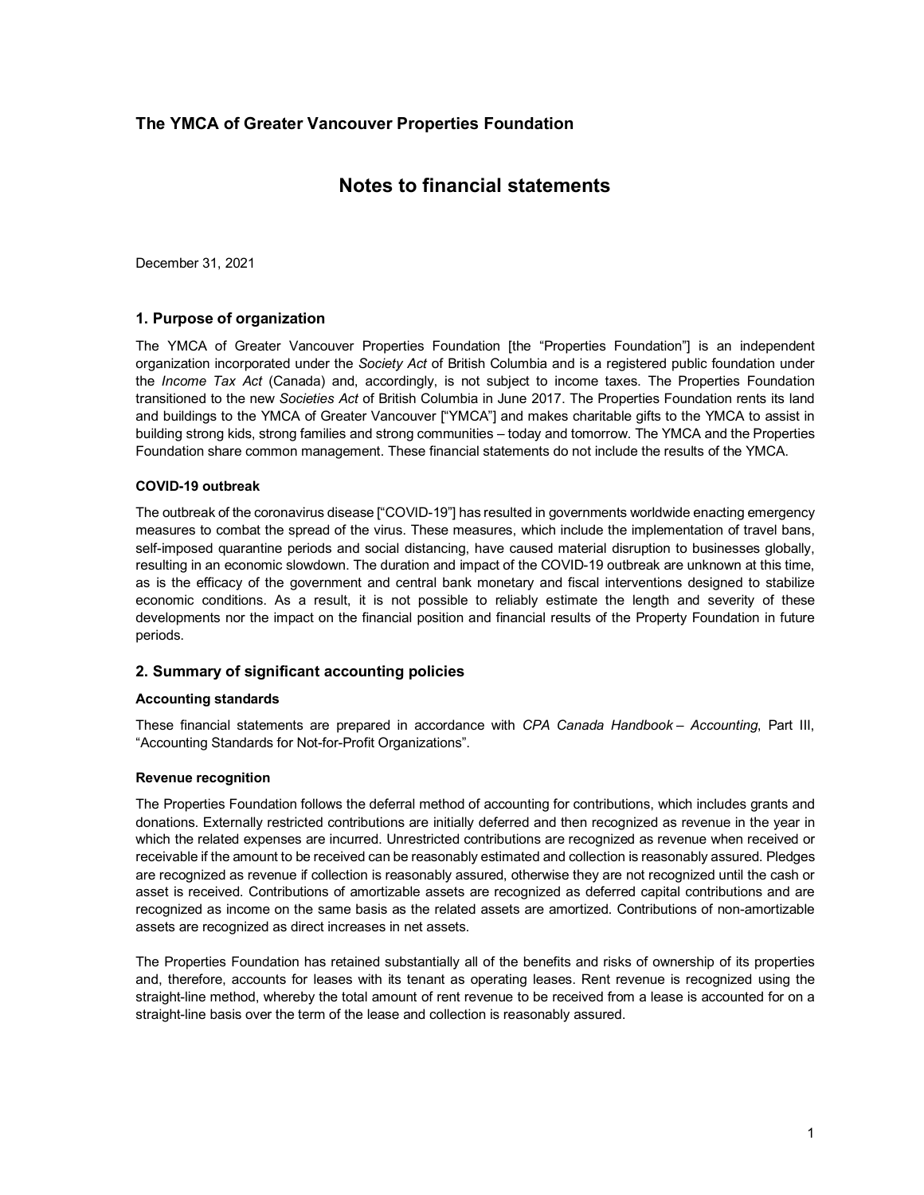## The YMCA of Greater Vancouver Properties Foundation

# Notes to financial statements

December 31, 2021

### 1. Purpose of organization

The YMCA of Greater Vancouver Properties Foundation [the "Properties Foundation"] is an independent organization incorporated under the *Society Act* of British Columbia and is a registered public foundation under the *Income Tax Act* (Canada) and, accordingly, is not subject to income taxes. The Properties Foundation transitioned to the new *Societies Act* of British Columbia in June 2017. The Properties Foundation rents its land and buildings to the YMCA of Greater Vancouver ["YMCA"] and makes charitable gifts to the YMCA to assist in building strong kids, strong families and strong communities – today and tomorrow. The YMCA and the Properties Foundation share common management. These financial statements do not include the results of the YMCA.

#### COVID-19 outbreak

The outbreak of the coronavirus disease ["COVID-19"] has resulted in governments worldwide enacting emergency measures to combat the spread of the virus. These measures, which include the implementation of travel bans, self-imposed quarantine periods and social distancing, have caused material disruption to businesses globally, resulting in an economic slowdown. The duration and impact of the COVID-19 outbreak are unknown at this time, as is the efficacy of the government and central bank monetary and fiscal interventions designed to stabilize economic conditions. As a result, it is not possible to reliably estimate the length and severity of these developments nor the impact on the financial position and financial results of the Property Foundation in future periods.

### 2. Summary of significant accounting policies

#### Accounting standards

These financial statements are prepared in accordance with *CPA Canada Handbook – Accounting*, Part III, "Accounting Standards for Not-for-Profit Organizations".

#### Revenue recognition

The Properties Foundation follows the deferral method of accounting for contributions, which includes grants and donations. Externally restricted contributions are initially deferred and then recognized as revenue in the year in which the related expenses are incurred. Unrestricted contributions are recognized as revenue when received or receivable if the amount to be received can be reasonably estimated and collection is reasonably assured. Pledges are recognized as revenue if collection is reasonably assured, otherwise they are not recognized until the cash or asset is received. Contributions of amortizable assets are recognized as deferred capital contributions and are recognized as income on the same basis as the related assets are amortized. Contributions of non-amortizable assets are recognized as direct increases in net assets.

The Properties Foundation has retained substantially all of the benefits and risks of ownership of its properties and, therefore, accounts for leases with its tenant as operating leases. Rent revenue is recognized using the straight-line method, whereby the total amount of rent revenue to be received from a lease is accounted for on a straight-line basis over the term of the lease and collection is reasonably assured.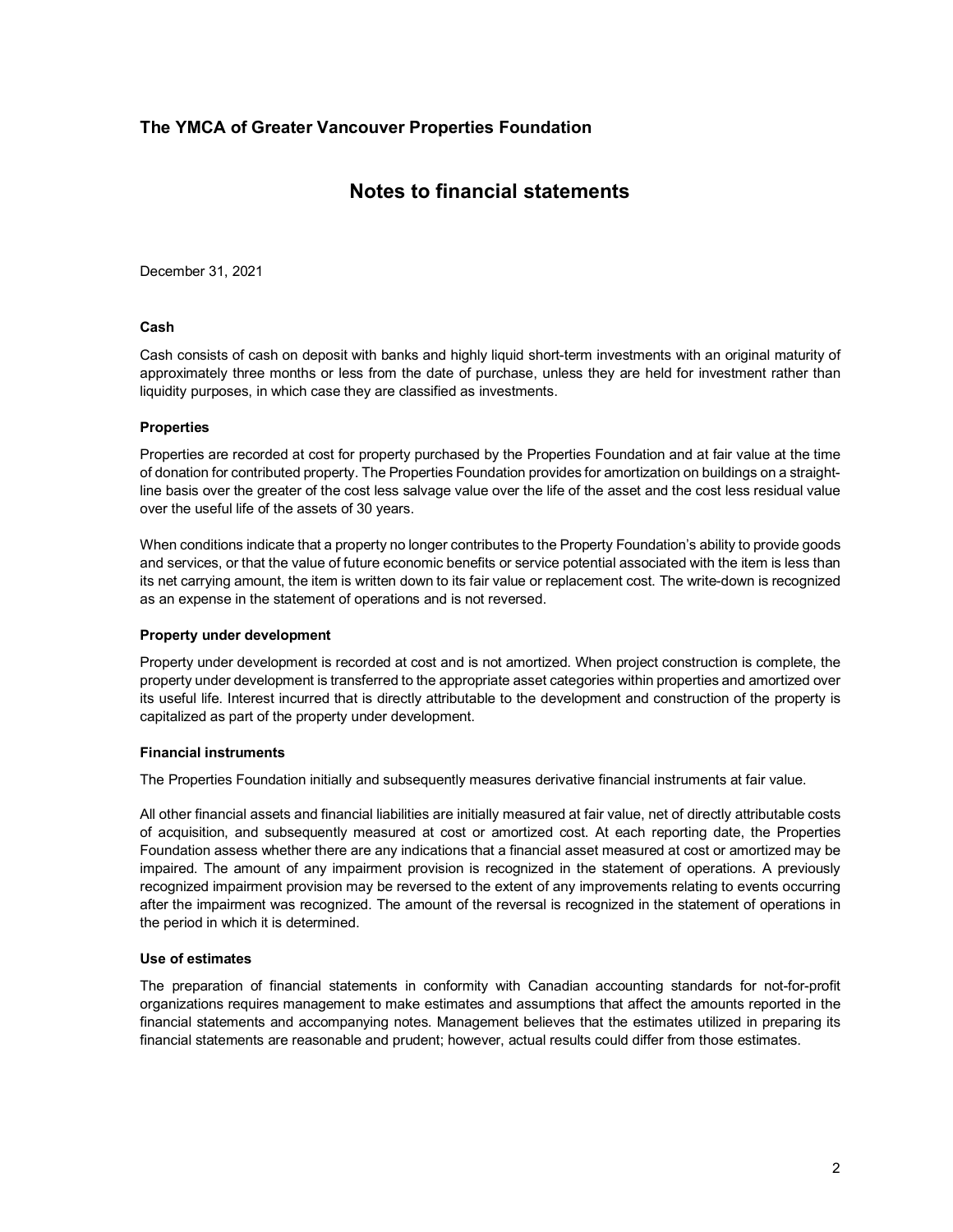## The YMCA of Greater Vancouver Properties Foundation

# Notes to financial statements

December 31, 2021

**Cash**

Cash consists of cash on deposit with banks and highly liquid short-term investments with an original maturity of approximately three months or less from the date of purchase, unless they are held for investment rather than liquidity purposes, in which case they are classified as investments.

**Properties**

Properties are recorded at cost for property purchased by the Properties Foundation and at fair value at the time of donation for contributed property. The Properties Foundation provides for amortization on buildings on a straight-line basis over the greater of the cost less salvage value over the life of the asset and the cost less residual value over the useful life of the assets of 30 years.

When conditions indicate that a property no longer contributes to the Property Foundation's ability to provide goods and services, or that the value of future economic benefits or service potential associated with the item is less than its net carrying amount, the item is written down to its fair value or replacement cost. The write-down is recognized as an expense in the statement of operations and is not reversed.

**Property under development**

Property under development is recorded at cost and is not amortized. When project construction is complete, the property under development is transferred to the appropriate asset categories within properties and amortized over its useful life. Interest incurred that is directly attributable to the development and construction of the property is capitalized as part of the property under development.

**Financial instruments**

The Properties Foundation initially and subsequently measures derivative financial instruments at fair value.

All other financial assets and financial liabilities are initially measured at fair value, net of directly attributable costs of acquisition, and subsequently measured at cost or amortized cost. At each reporting date, the Properties Foundation assess whether there are any indications that a financial asset measured at cost or amortized may be impaired. The amount of any impairment provision is recognized in the statement of operations. A previously recognized impairment provision may be reversed to the extent of any improvements relating to events occurring after the impairment was recognized. The amount of the reversal is recognized in the statement of operations in the period in which it is determined.

**Use of estimates**

The preparation of financial statements in conformity with Canadian accounting standards for not-for-profit organizations requires management to make estimates and assumptions that affect the amounts reported in the financial statements and accompanying notes. Management believes that the estimates utilized in preparing its financial statements are reasonable and prudent; however, actual results could differ from those estimates.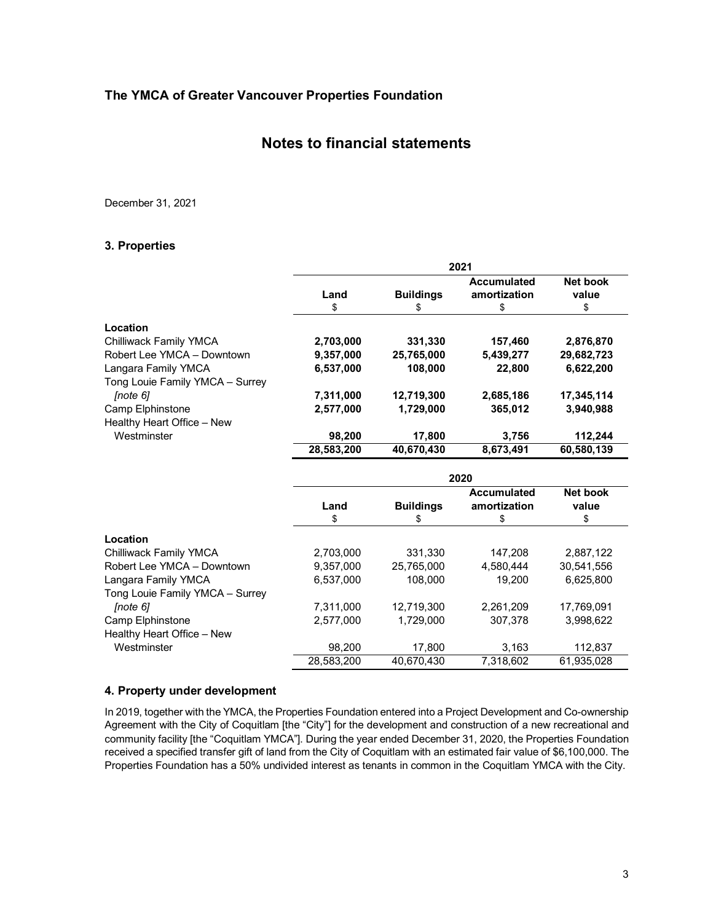## The YMCA of Greater Vancouver Properties Foundation

# Notes to financial statements

December 31, 2021

### 3. Properties

| | 2021 | | | |
|---|---|---|---|---|
| | Land | Buildings | Accumulated amortization | Net book value |
| | $ | $ | $ | $ |
| **Location** | | | | |
| Chilliwack Family YMCA | **2,703,000** | **331,330** | **157,460** | **2,876,870** |
| Robert Lee YMCA – Downtown | **9,357,000** | **25,765,000** | **5,439,277** | **29,682,723** |
| Langara Family YMCA | **6,537,000** | **108,000** | **22,800** | **6,622,200** |
| Tong Louie Family YMCA – Surrey *[note 6]* | **7,311,000** | **12,719,300** | **2,685,186** | **17,345,114** |
| Camp Elphinstone | **2,577,000** | **1,729,000** | **365,012** | **3,940,988** |
| Healthy Heart Office – New Westminster | **98,200** | **17,800** | **3,756** | **112,244** |
| | **28,583,200** | **40,670,430** | **8,673,491** | **60,580,139** |

| | 2020 | | | |
|---|---|---|---|---|
| | Land | Buildings | Accumulated amortization | Net book value |
| | $ | $ | $ | $ |
| **Location** | | | | |
| Chilliwack Family YMCA | 2,703,000 | 331,330 | 147,208 | 2,887,122 |
| Robert Lee YMCA – Downtown | 9,357,000 | 25,765,000 | 4,580,444 | 30,541,556 |
| Langara Family YMCA | 6,537,000 | 108,000 | 19,200 | 6,625,800 |
| Tong Louie Family YMCA – Surrey *[note 6]* | 7,311,000 | 12,719,300 | 2,261,209 | 17,769,091 |
| Camp Elphinstone | 2,577,000 | 1,729,000 | 307,378 | 3,998,622 |
| Healthy Heart Office – New Westminster | 98,200 | 17,800 | 3,163 | 112,837 |
| | 28,583,200 | 40,670,430 | 7,318,602 | 61,935,028 |

### 4. Property under development

In 2019, together with the YMCA, the Properties Foundation entered into a Project Development and Co-ownership Agreement with the City of Coquitlam [the "City"] for the development and construction of a new recreational and community facility [the "Coquitlam YMCA"]. During the year ended December 31, 2020, the Properties Foundation received a specified transfer gift of land from the City of Coquitlam with an estimated fair value of $6,100,000. The Properties Foundation has a 50% undivided interest as tenants in common in the Coquitlam YMCA with the City.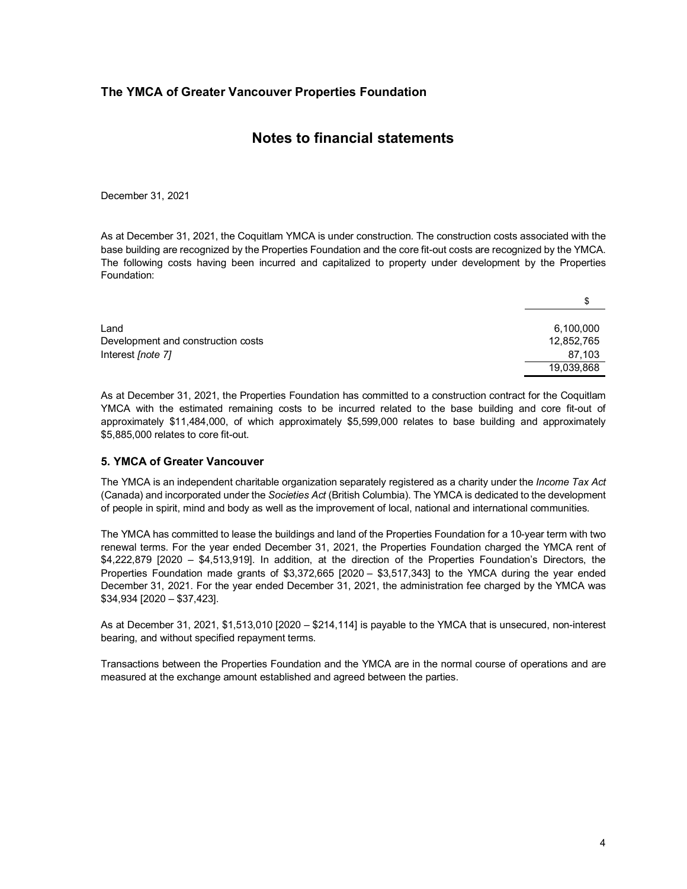**The YMCA of Greater Vancouver Properties Foundation**

## Notes to financial statements

December 31, 2021

As at December 31, 2021, the Coquitlam YMCA is under construction. The construction costs associated with the base building are recognized by the Properties Foundation and the core fit-out costs are recognized by the YMCA. The following costs having been incurred and capitalized to property under development by the Properties Foundation:

| | $ |
|---|---|
| Land | 6,100,000 |
| Development and construction costs | 12,852,765 |
| Interest *[note 7]* | 87,103 |
| | 19,039,868 |

As at December 31, 2021, the Properties Foundation has committed to a construction contract for the Coquitlam YMCA with the estimated remaining costs to be incurred related to the base building and core fit-out of approximately $11,484,000, of which approximately $5,599,000 relates to base building and approximately $5,885,000 relates to core fit-out.

### 5. YMCA of Greater Vancouver

The YMCA is an independent charitable organization separately registered as a charity under the *Income Tax Act* (Canada) and incorporated under the *Societies Act* (British Columbia). The YMCA is dedicated to the development of people in spirit, mind and body as well as the improvement of local, national and international communities.

The YMCA has committed to lease the buildings and land of the Properties Foundation for a 10-year term with two renewal terms. For the year ended December 31, 2021, the Properties Foundation charged the YMCA rent of $4,222,879 [2020 – $4,513,919]. In addition, at the direction of the Properties Foundation's Directors, the Properties Foundation made grants of $3,372,665 [2020 – $3,517,343] to the YMCA during the year ended December 31, 2021. For the year ended December 31, 2021, the administration fee charged by the YMCA was $34,934 [2020 – $37,423].

As at December 31, 2021, $1,513,010 [2020 – $214,114] is payable to the YMCA that is unsecured, non-interest bearing, and without specified repayment terms.

Transactions between the Properties Foundation and the YMCA are in the normal course of operations and are measured at the exchange amount established and agreed between the parties.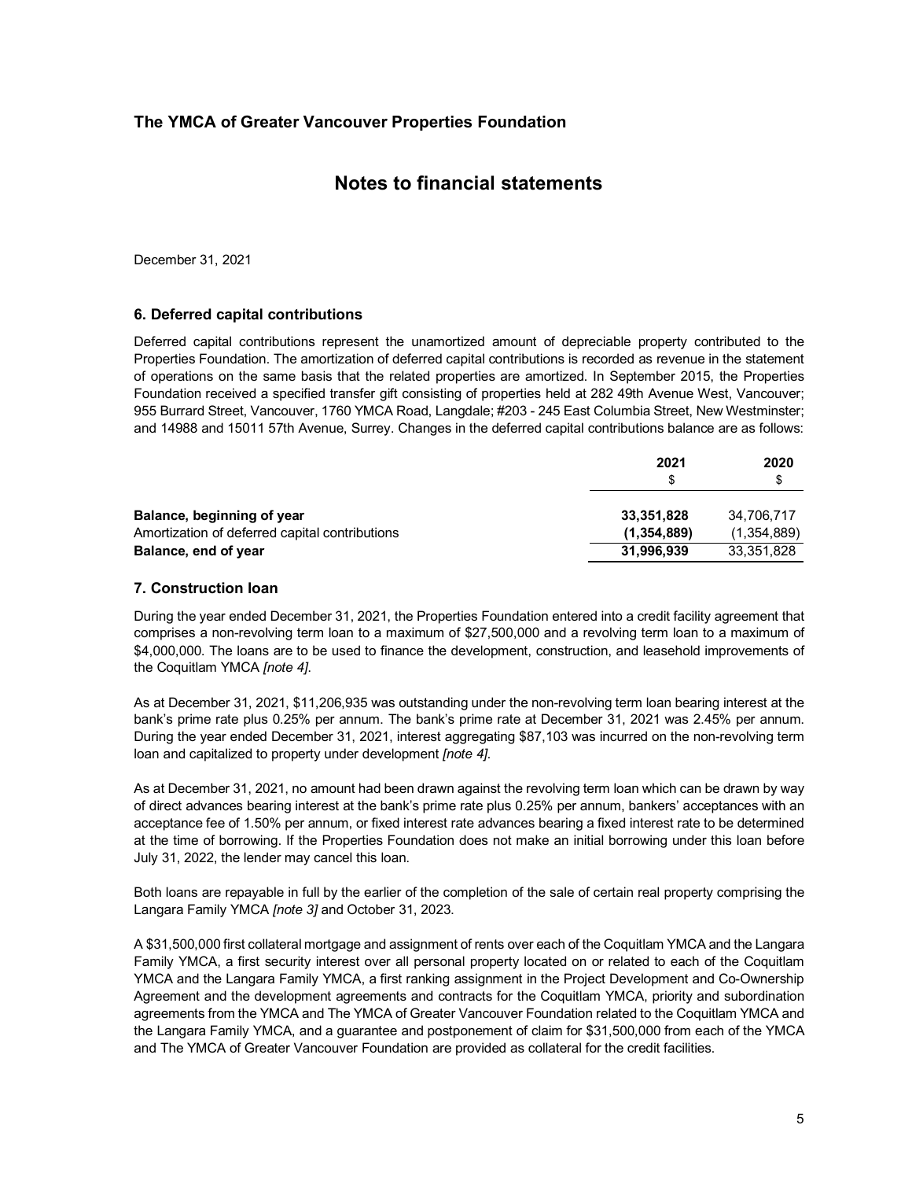# The YMCA of Greater Vancouver Properties Foundation

## Notes to financial statements

December 31, 2021

### 6. Deferred capital contributions

Deferred capital contributions represent the unamortized amount of depreciable property contributed to the Properties Foundation. The amortization of deferred capital contributions is recorded as revenue in the statement of operations on the same basis that the related properties are amortized. In September 2015, the Properties Foundation received a specified transfer gift consisting of properties held at 282 49th Avenue West, Vancouver; 955 Burrard Street, Vancouver, 1760 YMCA Road, Langdale; #203 - 245 East Columbia Street, New Westminster; and 14988 and 15011 57th Avenue, Surrey. Changes in the deferred capital contributions balance are as follows:

| | **2021** | **2020** |
|---|---|---|
| | $ | $ |
| **Balance, beginning of year** | **33,351,828** | 34,706,717 |
| Amortization of deferred capital contributions | **(1,354,889)** | (1,354,889) |
| **Balance, end of year** | **31,996,939** | 33,351,828 |

### 7. Construction loan

During the year ended December 31, 2021, the Properties Foundation entered into a credit facility agreement that comprises a non-revolving term loan to a maximum of $27,500,000 and a revolving term loan to a maximum of $4,000,000. The loans are to be used to finance the development, construction, and leasehold improvements of the Coquitlam YMCA *[note 4]*.

As at December 31, 2021, $11,206,935 was outstanding under the non-revolving term loan bearing interest at the bank's prime rate plus 0.25% per annum. The bank's prime rate at December 31, 2021 was 2.45% per annum. During the year ended December 31, 2021, interest aggregating $87,103 was incurred on the non-revolving term loan and capitalized to property under development *[note 4]*.

As at December 31, 2021, no amount had been drawn against the revolving term loan which can be drawn by way of direct advances bearing interest at the bank's prime rate plus 0.25% per annum, bankers' acceptances with an acceptance fee of 1.50% per annum, or fixed interest rate advances bearing a fixed interest rate to be determined at the time of borrowing. If the Properties Foundation does not make an initial borrowing under this loan before July 31, 2022, the lender may cancel this loan.

Both loans are repayable in full by the earlier of the completion of the sale of certain real property comprising the Langara Family YMCA *[note 3]* and October 31, 2023.

A $31,500,000 first collateral mortgage and assignment of rents over each of the Coquitlam YMCA and the Langara Family YMCA, a first security interest over all personal property located on or related to each of the Coquitlam YMCA and the Langara Family YMCA, a first ranking assignment in the Project Development and Co-Ownership Agreement and the development agreements and contracts for the Coquitlam YMCA, priority and subordination agreements from the YMCA and The YMCA of Greater Vancouver Foundation related to the Coquitlam YMCA and the Langara Family YMCA, and a guarantee and postponement of claim for $31,500,000 from each of the YMCA and The YMCA of Greater Vancouver Foundation are provided as collateral for the credit facilities.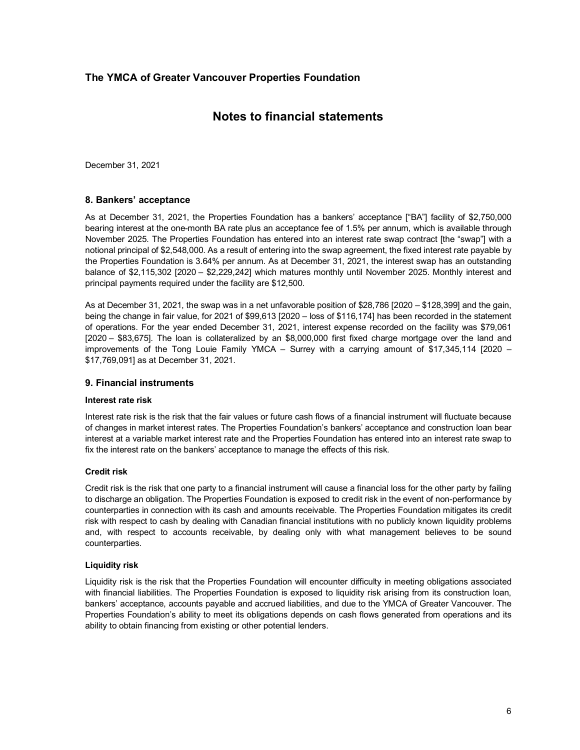# The YMCA of Greater Vancouver Properties Foundation

## Notes to financial statements

December 31, 2021

### 8. Bankers' acceptance

As at December 31, 2021, the Properties Foundation has a bankers' acceptance ["BA"] facility of $2,750,000 bearing interest at the one-month BA rate plus an acceptance fee of 1.5% per annum, which is available through November 2025. The Properties Foundation has entered into an interest rate swap contract [the "swap"] with a notional principal of $2,548,000. As a result of entering into the swap agreement, the fixed interest rate payable by the Properties Foundation is 3.64% per annum. As at December 31, 2021, the interest swap has an outstanding balance of $2,115,302 [2020 – $2,229,242] which matures monthly until November 2025. Monthly interest and principal payments required under the facility are $12,500.

As at December 31, 2021, the swap was in a net unfavorable position of $28,786 [2020 – $128,399] and the gain, being the change in fair value, for 2021 of $99,613 [2020 – loss of $116,174] has been recorded in the statement of operations. For the year ended December 31, 2021, interest expense recorded on the facility was $79,061 [2020 – $83,675]. The loan is collateralized by an $8,000,000 first fixed charge mortgage over the land and improvements of the Tong Louie Family YMCA – Surrey with a carrying amount of $17,345,114 [2020 – $17,769,091] as at December 31, 2021.

### 9. Financial instruments

#### Interest rate risk

Interest rate risk is the risk that the fair values or future cash flows of a financial instrument will fluctuate because of changes in market interest rates. The Properties Foundation's bankers' acceptance and construction loan bear interest at a variable market interest rate and the Properties Foundation has entered into an interest rate swap to fix the interest rate on the bankers' acceptance to manage the effects of this risk.

#### Credit risk

Credit risk is the risk that one party to a financial instrument will cause a financial loss for the other party by failing to discharge an obligation. The Properties Foundation is exposed to credit risk in the event of non-performance by counterparties in connection with its cash and amounts receivable. The Properties Foundation mitigates its credit risk with respect to cash by dealing with Canadian financial institutions with no publicly known liquidity problems and, with respect to accounts receivable, by dealing only with what management believes to be sound counterparties.

#### Liquidity risk

Liquidity risk is the risk that the Properties Foundation will encounter difficulty in meeting obligations associated with financial liabilities. The Properties Foundation is exposed to liquidity risk arising from its construction loan, bankers' acceptance, accounts payable and accrued liabilities, and due to the YMCA of Greater Vancouver. The Properties Foundation's ability to meet its obligations depends on cash flows generated from operations and its ability to obtain financing from existing or other potential lenders.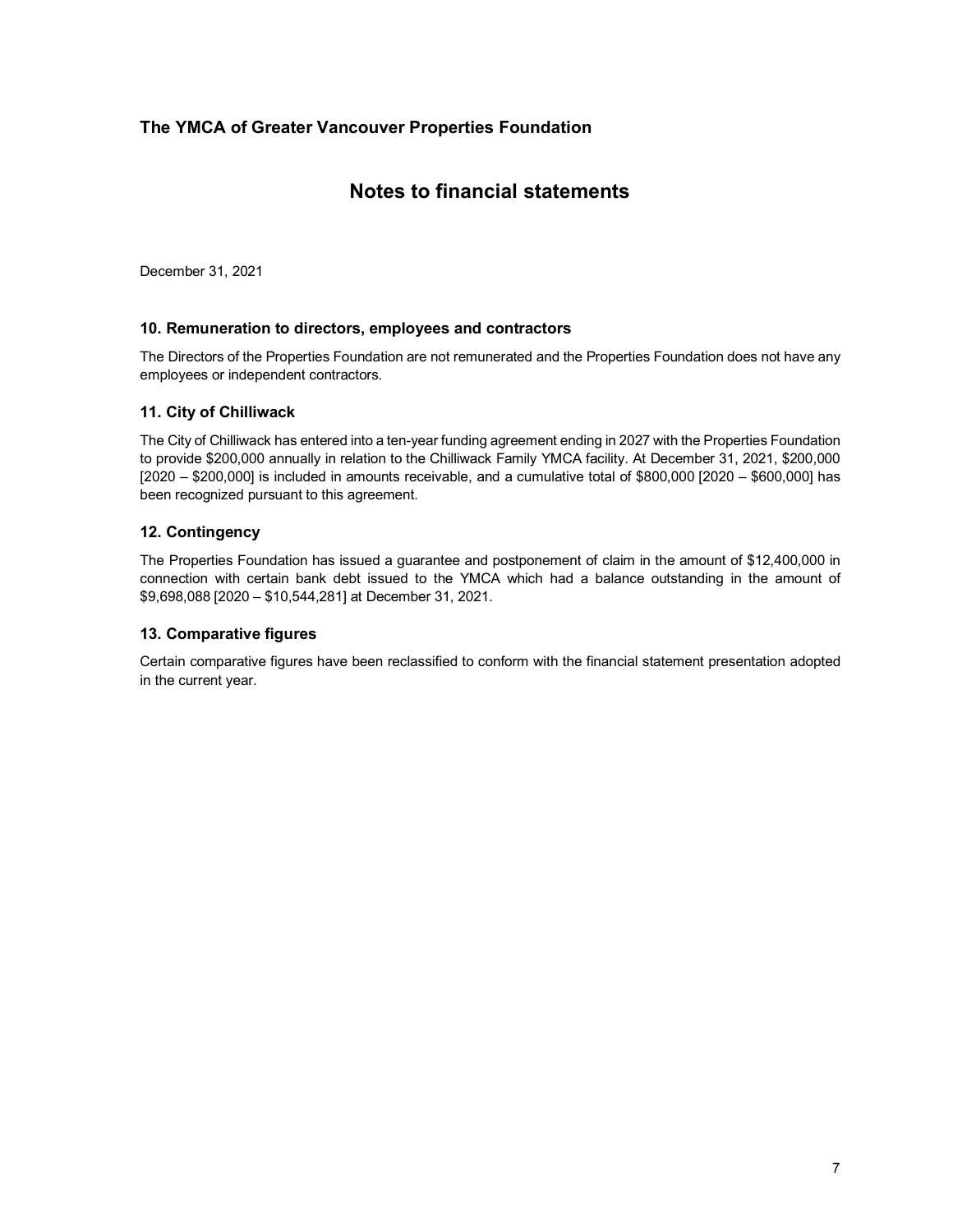## The YMCA of Greater Vancouver Properties Foundation

# Notes to financial statements

December 31, 2021

### 10. Remuneration to directors, employees and contractors

The Directors of the Properties Foundation are not remunerated and the Properties Foundation does not have any employees or independent contractors.

### 11. City of Chilliwack

The City of Chilliwack has entered into a ten-year funding agreement ending in 2027 with the Properties Foundation to provide $200,000 annually in relation to the Chilliwack Family YMCA facility. At December 31, 2021, $200,000 [2020 – $200,000] is included in amounts receivable, and a cumulative total of $800,000 [2020 – $600,000] has been recognized pursuant to this agreement.

### 12. Contingency

The Properties Foundation has issued a guarantee and postponement of claim in the amount of $12,400,000 in connection with certain bank debt issued to the YMCA which had a balance outstanding in the amount of $9,698,088 [2020 – $10,544,281] at December 31, 2021.

### 13. Comparative figures

Certain comparative figures have been reclassified to conform with the financial statement presentation adopted in the current year.